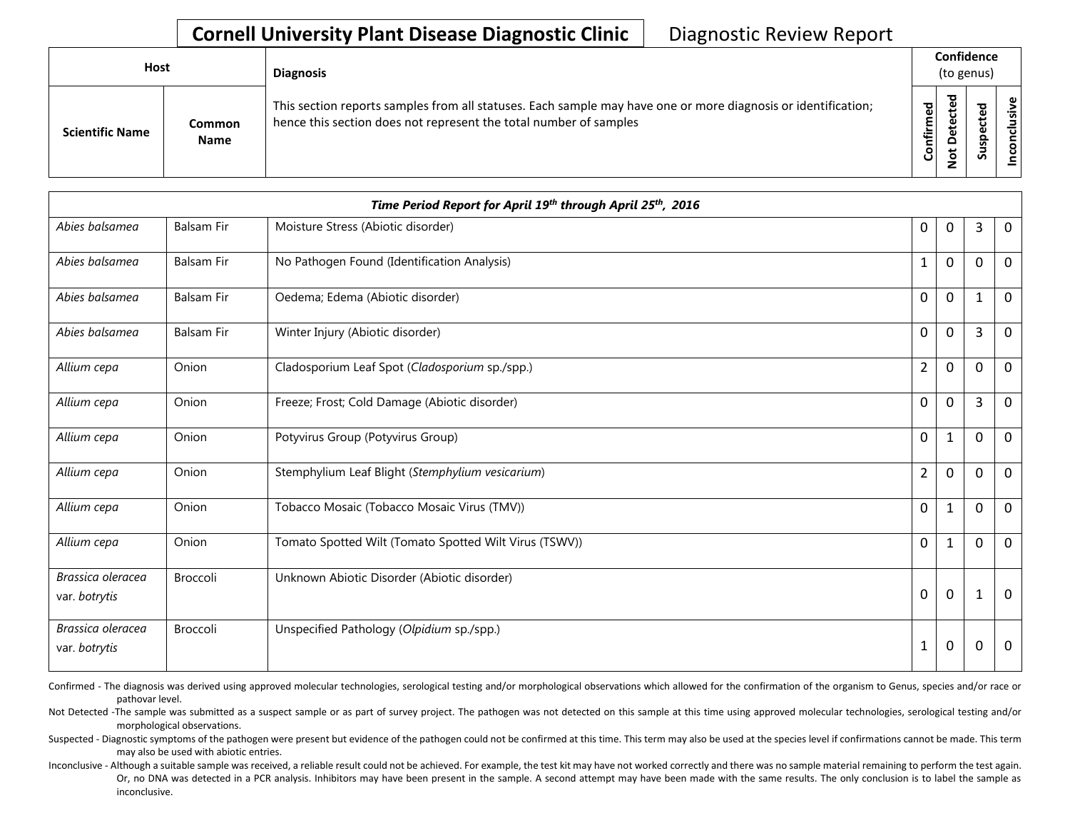# Cornell University Plant Disease Diagnostic Clinic

Diagnostic Review Report

| Host | | Diagnosis | Confidence (to genus) | | | |
|---|---|---|---|---|---|---|
| Scientific Name | Common Name | This section reports samples from all statuses. Each sample may have one or more diagnosis or identification; hence this section does not represent the total number of samples | Confirmed | Not Detected | Suspected | Inconclusive |

| *Time Period Report for April 19th through April 25th, 2016* | | | | | | |
|---|---|---|---|---|---|---|
| *Abies balsamea* | Balsam Fir | Moisture Stress (Abiotic disorder) | 0 | 0 | 3 | 0 |
| *Abies balsamea* | Balsam Fir | No Pathogen Found (Identification Analysis) | 1 | 0 | 0 | 0 |
| *Abies balsamea* | Balsam Fir | Oedema; Edema (Abiotic disorder) | 0 | 0 | 1 | 0 |
| *Abies balsamea* | Balsam Fir | Winter Injury (Abiotic disorder) | 0 | 0 | 3 | 0 |
| *Allium cepa* | Onion | Cladosporium Leaf Spot (*Cladosporium* sp./spp.) | 2 | 0 | 0 | 0 |
| *Allium cepa* | Onion | Freeze; Frost; Cold Damage (Abiotic disorder) | 0 | 0 | 3 | 0 |
| *Allium cepa* | Onion | Potyvirus Group (Potyvirus Group) | 0 | 1 | 0 | 0 |
| *Allium cepa* | Onion | Stemphylium Leaf Blight (*Stemphylium vesicarium*) | 2 | 0 | 0 | 0 |
| *Allium cepa* | Onion | Tobacco Mosaic (Tobacco Mosaic Virus (TMV)) | 0 | 1 | 0 | 0 |
| *Allium cepa* | Onion | Tomato Spotted Wilt (Tomato Spotted Wilt Virus (TSWV)) | 0 | 1 | 0 | 0 |
| *Brassica oleracea* var. *botrytis* | Broccoli | Unknown Abiotic Disorder (Abiotic disorder) | 0 | 0 | 1 | 0 |
| *Brassica oleracea* var. *botrytis* | Broccoli | Unspecified Pathology (*Olpidium* sp./spp.) | 1 | 0 | 0 | 0 |

Confirmed - The diagnosis was derived using approved molecular technologies, serological testing and/or morphological observations which allowed for the confirmation of the organism to Genus, species and/or race or pathovar level.

Not Detected -The sample was submitted as a suspect sample or as part of survey project. The pathogen was not detected on this sample at this time using approved molecular technologies, serological testing and/or morphological observations.

Suspected - Diagnostic symptoms of the pathogen were present but evidence of the pathogen could not be confirmed at this time. This term may also be used at the species level if confirmations cannot be made. This term may also be used with abiotic entries.

Inconclusive - Although a suitable sample was received, a reliable result could not be achieved. For example, the test kit may have not worked correctly and there was no sample material remaining to perform the test again. Or, no DNA was detected in a PCR analysis. Inhibitors may have been present in the sample. A second attempt may have been made with the same results. The only conclusion is to label the sample as inconclusive.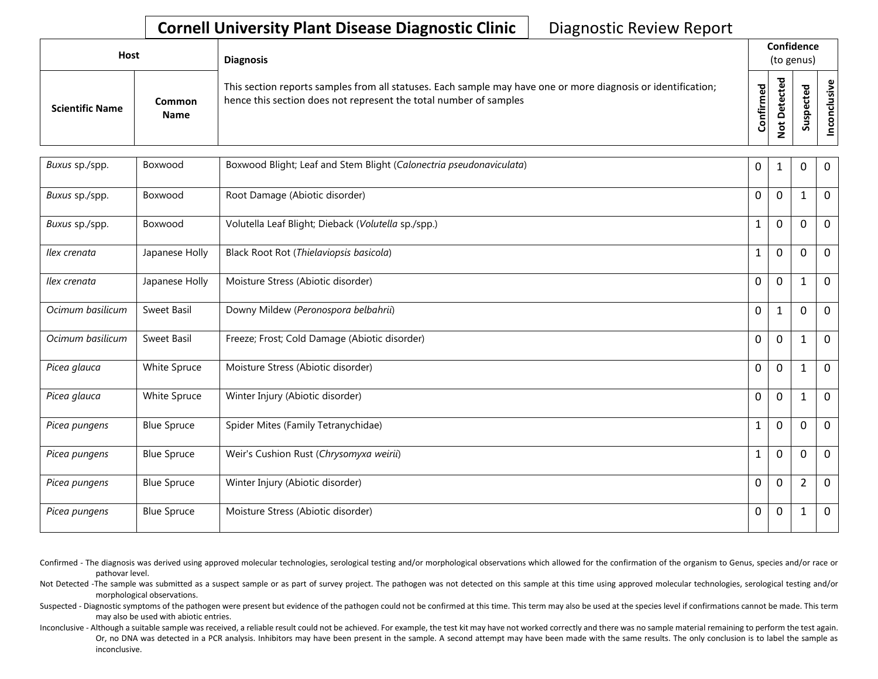**Cornell University Plant Disease Diagnostic Clinic** Diagnostic Review Report

| Host | | Diagnosis | Confidence (to genus) | | | |
|---|---|---|---|---|---|---|
| Scientific Name | Common Name | This section reports samples from all statuses. Each sample may have one or more diagnosis or identification; hence this section does not represent the total number of samples | Confirmed | Not Detected | Suspected | Inconclusive |
| *Buxus* sp./spp. | Boxwood | Boxwood Blight; Leaf and Stem Blight (*Calonectria pseudonaviculata*) | 0 | 1 | 0 | 0 |
| *Buxus* sp./spp. | Boxwood | Root Damage (Abiotic disorder) | 0 | 0 | 1 | 0 |
| *Buxus* sp./spp. | Boxwood | Volutella Leaf Blight; Dieback (*Volutella* sp./spp.) | 1 | 0 | 0 | 0 |
| *Ilex crenata* | Japanese Holly | Black Root Rot (*Thielaviopsis basicola*) | 1 | 0 | 0 | 0 |
| *Ilex crenata* | Japanese Holly | Moisture Stress (Abiotic disorder) | 0 | 0 | 1 | 0 |
| *Ocimum basilicum* | Sweet Basil | Downy Mildew (*Peronospora belbahrii*) | 0 | 1 | 0 | 0 |
| *Ocimum basilicum* | Sweet Basil | Freeze; Frost; Cold Damage (Abiotic disorder) | 0 | 0 | 1 | 0 |
| *Picea glauca* | White Spruce | Moisture Stress (Abiotic disorder) | 0 | 0 | 1 | 0 |
| *Picea glauca* | White Spruce | Winter Injury (Abiotic disorder) | 0 | 0 | 1 | 0 |
| *Picea pungens* | Blue Spruce | Spider Mites (Family Tetranychidae) | 1 | 0 | 0 | 0 |
| *Picea pungens* | Blue Spruce | Weir's Cushion Rust (*Chrysomyxa weirii*) | 1 | 0 | 0 | 0 |
| *Picea pungens* | Blue Spruce | Winter Injury (Abiotic disorder) | 0 | 0 | 2 | 0 |
| *Picea pungens* | Blue Spruce | Moisture Stress (Abiotic disorder) | 0 | 0 | 1 | 0 |

Confirmed - The diagnosis was derived using approved molecular technologies, serological testing and/or morphological observations which allowed for the confirmation of the organism to Genus, species and/or race or pathovar level.

Not Detected -The sample was submitted as a suspect sample or as part of survey project. The pathogen was not detected on this sample at this time using approved molecular technologies, serological testing and/or morphological observations.

Suspected - Diagnostic symptoms of the pathogen were present but evidence of the pathogen could not be confirmed at this time. This term may also be used at the species level if confirmations cannot be made. This term may also be used with abiotic entries.

Inconclusive - Although a suitable sample was received, a reliable result could not be achieved. For example, the test kit may have not worked correctly and there was no sample material remaining to perform the test again. Or, no DNA was detected in a PCR analysis. Inhibitors may have been present in the sample. A second attempt may have been made with the same results. The only conclusion is to label the sample as inconclusive.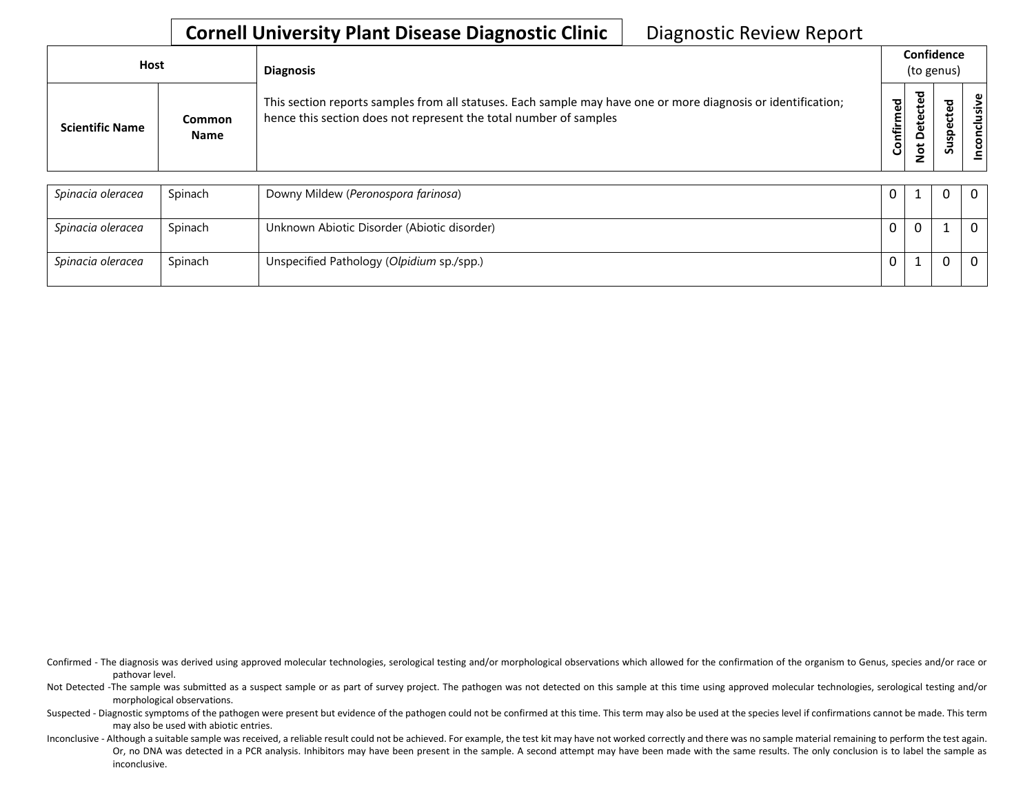# Cornell University Plant Disease Diagnostic Clinic

Diagnostic Review Report

| Host | | Diagnosis | Confidence (to genus) | | | |
|---|---|---|---|---|---|---|
| Scientific Name | Common Name | This section reports samples from all statuses. Each sample may have one or more diagnosis or identification; hence this section does not represent the total number of samples | Confirmed | Not Detected | Suspected | Inconclusive |
| *Spinacia oleracea* | Spinach | Downy Mildew (*Peronospora farinosa*) | 0 | 1 | 0 | 0 |
| *Spinacia oleracea* | Spinach | Unknown Abiotic Disorder (Abiotic disorder) | 0 | 0 | 1 | 0 |
| *Spinacia oleracea* | Spinach | Unspecified Pathology (*Olpidium* sp./spp.) | 0 | 1 | 0 | 0 |

Confirmed - The diagnosis was derived using approved molecular technologies, serological testing and/or morphological observations which allowed for the confirmation of the organism to Genus, species and/or race or pathovar level.

Not Detected -The sample was submitted as a suspect sample or as part of survey project. The pathogen was not detected on this sample at this time using approved molecular technologies, serological testing and/or morphological observations.

Suspected - Diagnostic symptoms of the pathogen were present but evidence of the pathogen could not be confirmed at this time. This term may also be used at the species level if confirmations cannot be made. This term may also be used with abiotic entries.

Inconclusive - Although a suitable sample was received, a reliable result could not be achieved. For example, the test kit may have not worked correctly and there was no sample material remaining to perform the test again. Or, no DNA was detected in a PCR analysis. Inhibitors may have been present in the sample. A second attempt may have been made with the same results. The only conclusion is to label the sample as inconclusive.